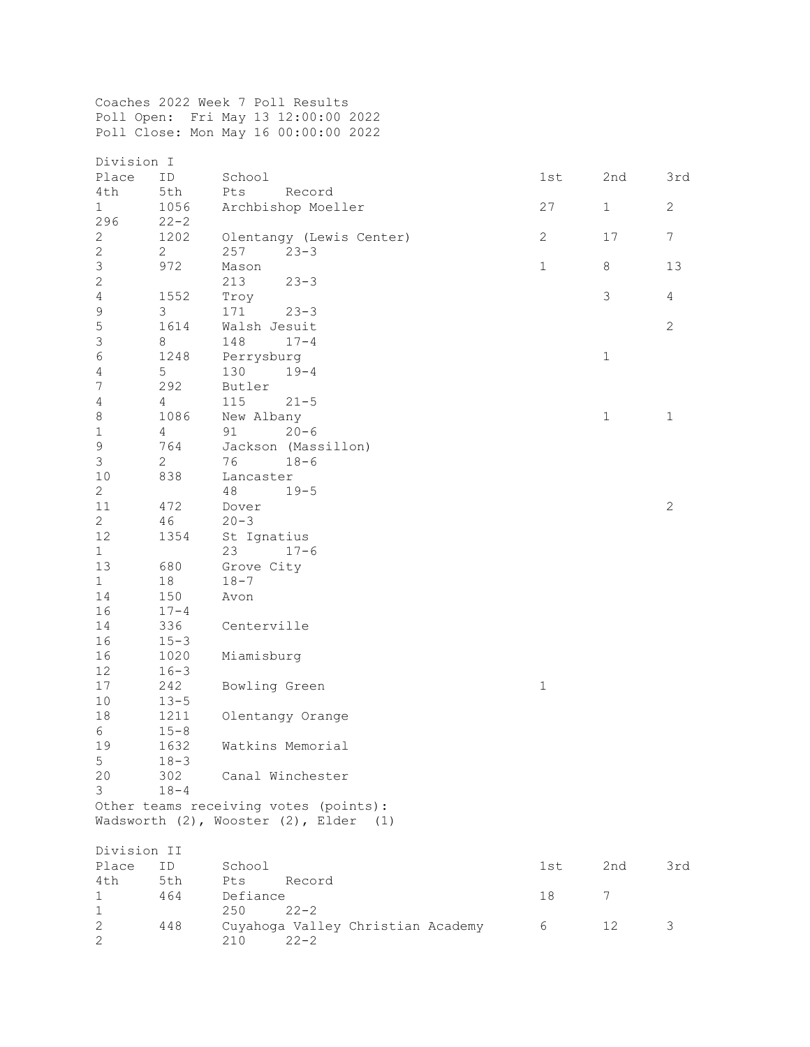Coaches 2022 Week 7 Poll Results
Poll Open: Fri May 13 12:00:00 2022
Poll Close: Mon May 16 00:00:00 2022

## Division I

| Place | ID | School | 1st | 2nd | 3rd | 4th | 5th | Pts | Record |
|---|---|---|---|---|---|---|---|---|---|
| 1 | 1056 | Archbishop Moeller | 27 | 1 | 2 | | | 296 | 22-2 |
| 2 | 1202 | Olentangy (Lewis Center) | 2 | 17 | 7 | 2 | 2 | 257 | 23-3 |
| 3 | 972 | Mason | 1 | 8 | 13 | 2 | | 213 | 23-3 |
| 4 | 1552 | Troy | | 3 | 4 | 9 | 3 | 171 | 23-3 |
| 5 | 1614 | Walsh Jesuit | | | 2 | 3 | 8 | 148 | 17-4 |
| 6 | 1248 | Perrysburg | | 1 | | 4 | 5 | 130 | 19-4 |
| 7 | 292 | Butler | | | | 4 | 4 | 115 | 21-5 |
| 8 | 1086 | New Albany | | 1 | 1 | 1 | 4 | 91 | 20-6 |
| 9 | 764 | Jackson (Massillon) | | | | 3 | 2 | 76 | 18-6 |
| 10 | 838 | Lancaster | | | | 2 | | 48 | 19-5 |
| 11 | 472 | Dover | | | 2 | 2 | | 46 | 20-3 |
| 12 | 1354 | St Ignatius | | | | 1 | | 23 | 17-6 |
| 13 | 680 | Grove City | | | | 1 | | 18 | 18-7 |
| 14 | 150 | Avon | | | | | | 16 | 17-4 |
| 14 | 336 | Centerville | | | | | | 16 | 15-3 |
| 16 | 1020 | Miamisburg | | | | | | 12 | 16-3 |
| 17 | 242 | Bowling Green | 1 | | | | | 10 | 13-5 |
| 18 | 1211 | Olentangy Orange | | | | | | 6 | 15-8 |
| 19 | 1632 | Watkins Memorial | | | | | | 5 | 18-3 |
| 20 | 302 | Canal Winchester | | | | | | 3 | 18-4 |

Other teams receiving votes (points):
Wadsworth (2), Wooster (2), Elder (1)

## Division II

| Place | ID | School | 1st | 2nd | 3rd | 4th | 5th | Pts | Record |
|---|---|---|---|---|---|---|---|---|---|
| 1 | 464 | Defiance | 18 | 7 | | 1 | | 250 | 22-2 |
| 2 | 448 | Cuyahoga Valley Christian Academy | 6 | 12 | 3 | 2 | | 210 | 22-2 |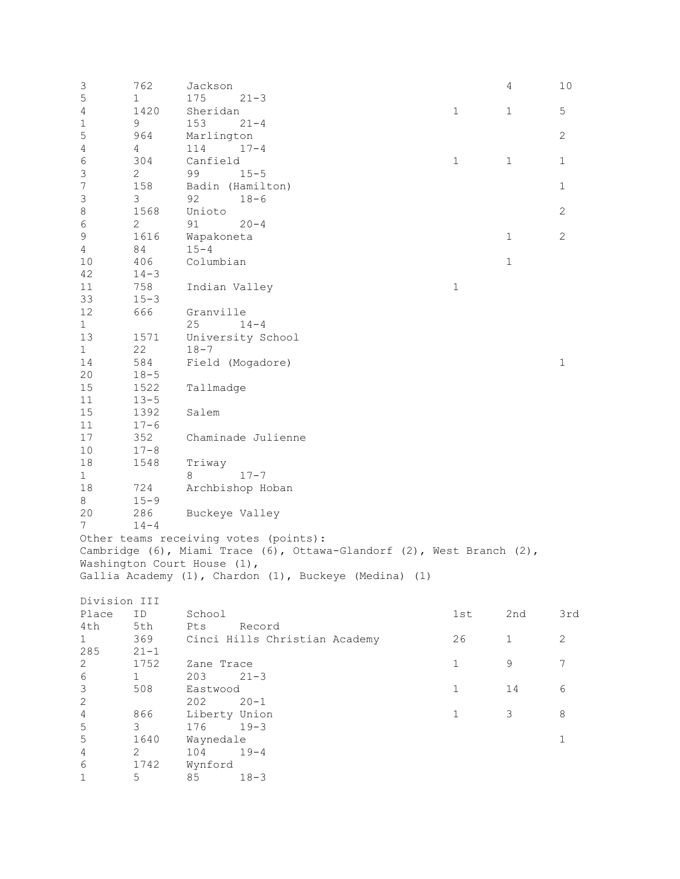| Place | ID | School | 1st | 2nd | 3rd | 4th | 5th | Pts | Record |
|---|---|---|---|---|---|---|---|---|---|
| 3 | 762 | Jackson | | 4 | 10 | 5 | 1 | 175 | 21-3 |
| 4 | 1420 | Sheridan | 1 | 1 | 5 | 1 | 9 | 153 | 21-4 |
| 5 | 964 | Marlington | | | 2 | 4 | 4 | 114 | 17-4 |
| 6 | 304 | Canfield | 1 | 1 | 1 | 3 | 2 | 99 | 15-5 |
| 7 | 158 | Badin (Hamilton) | | | 1 | 3 | 3 | 92 | 18-6 |
| 8 | 1568 | Unioto | | | 2 | 6 | 2 | 91 | 20-4 |
| 9 | 1616 | Wapakoneta | | 1 | 2 | 4 | | 84 | 15-4 |
| 10 | 406 | Columbian | | 1 | | | | 42 | 14-3 |
| 11 | 758 | Indian Valley | 1 | | | | | 33 | 15-3 |
| 12 | 666 | Granville | | | | 1 | | 25 | 14-4 |
| 13 | 1571 | University School | | | | 1 | | 22 | 18-7 |
| 14 | 584 | Field (Mogadore) | | | 1 | | | 20 | 18-5 |
| 15 | 1522 | Tallmadge | | | | | | 11 | 13-5 |
| 15 | 1392 | Salem | | | | | | 11 | 17-6 |
| 17 | 352 | Chaminade Julienne | | | | | | 10 | 17-8 |
| 18 | 1548 | Triway | | | | 1 | | 8 | 17-7 |
| 18 | 724 | Archbishop Hoban | | | | | | 8 | 15-9 |
| 20 | 286 | Buckeye Valley | | | | | | 7 | 14-4 |

Other teams receiving votes (points):
Cambridge (6), Miami Trace (6), Ottawa-Glandorf (2), West Branch (2), Washington Court House (1),
Gallia Academy (1), Chardon (1), Buckeye (Medina) (1)

Division III

| Place | ID | School | 1st | 2nd | 3rd | 4th | 5th | Pts | Record |
|---|---|---|---|---|---|---|---|---|---|
| 1 | 369 | Cinci Hills Christian Academy | 26 | 1 | 2 | | | 285 | 21-1 |
| 2 | 1752 | Zane Trace | 1 | 9 | 7 | 6 | 1 | 203 | 21-3 |
| 3 | 508 | Eastwood | 1 | 14 | 6 | 2 | | 202 | 20-1 |
| 4 | 866 | Liberty Union | 1 | 3 | 8 | 5 | 3 | 176 | 19-3 |
| 5 | 1640 | Waynedale | | | 1 | 4 | 2 | 104 | 19-4 |
| 6 | 1742 | Wynford | | | | 1 | 5 | 85 | 18-3 |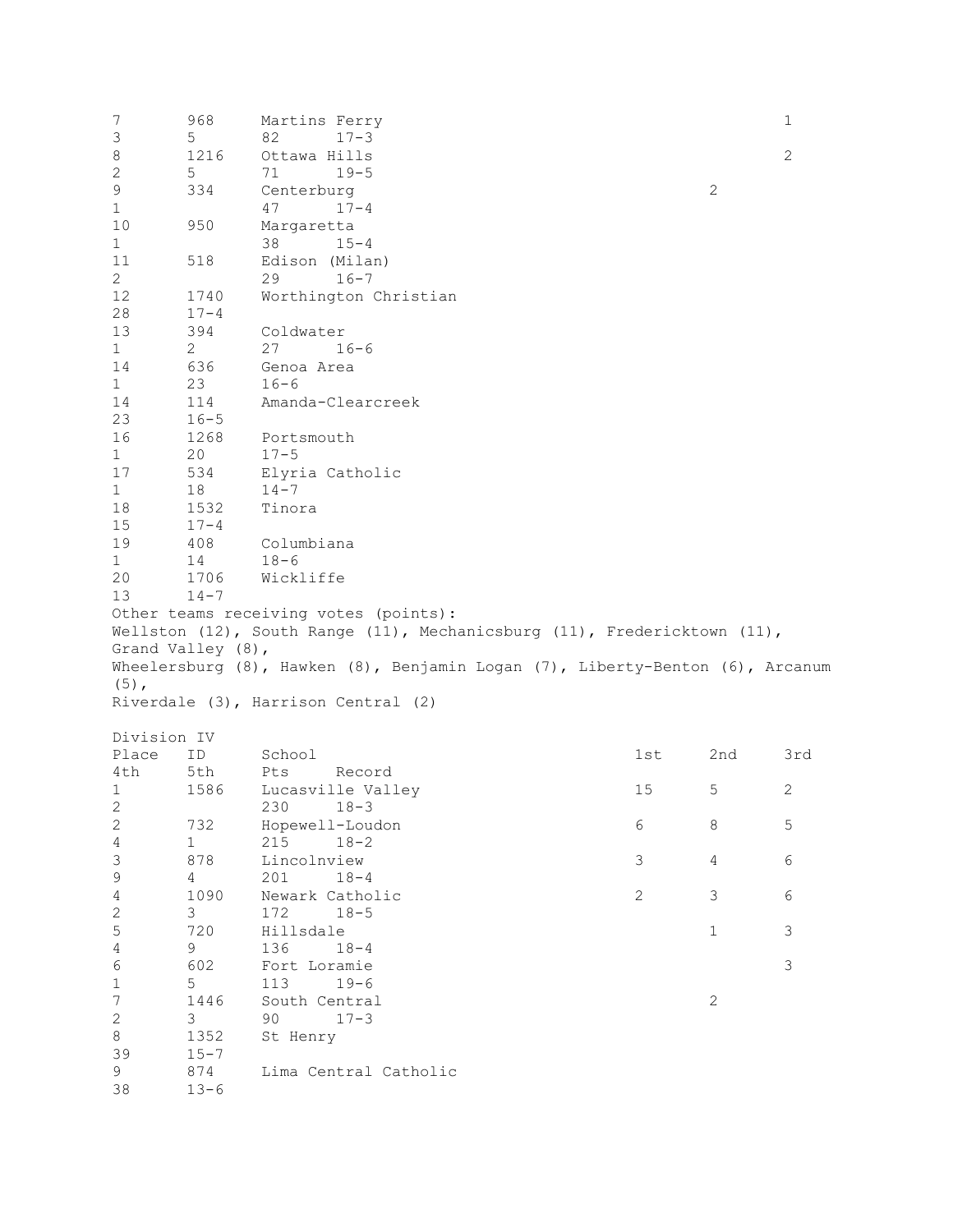| Place | ID | School | 1st | 2nd | 3rd | 4th | 5th | Pts | Record |
|---|---|---|---|---|---|---|---|---|---|
| 7 | 968 | Martins Ferry | | | 1 | 3 | 5 | 82 | 17-3 |
| 8 | 1216 | Ottawa Hills | | | 2 | 2 | 5 | 71 | 19-5 |
| 9 | 334 | Centerburg | | 2 | | 1 | | 47 | 17-4 |
| 10 | 950 | Margaretta | | | | 1 | | 38 | 15-4 |
| 11 | 518 | Edison (Milan) | | | | 2 | | 29 | 16-7 |
| 12 | 1740 | Worthington Christian | | | | | | 28 | 17-4 |
| 13 | 394 | Coldwater | | | | 1 | 2 | 27 | 16-6 |
| 14 | 636 | Genoa Area | | | | 1 | | 23 | 16-6 |
| 14 | 114 | Amanda-Clearcreek | | | | | | 23 | 16-5 |
| 16 | 1268 | Portsmouth | | | | 1 | | 20 | 17-5 |
| 17 | 534 | Elyria Catholic | | | | 1 | | 18 | 14-7 |
| 18 | 1532 | Tinora | | | | | | 15 | 17-4 |
| 19 | 408 | Columbiana | | | | 1 | | 14 | 18-6 |
| 20 | 1706 | Wickliffe | | | | | | 13 | 14-7 |

Other teams receiving votes (points):
Wellston (12), South Range (11), Mechanicsburg (11), Fredericktown (11), Grand Valley (8),
Wheelersburg (8), Hawken (8), Benjamin Logan (7), Liberty-Benton (6), Arcanum (5),
Riverdale (3), Harrison Central (2)

Division IV

| Place | ID | School | 1st | 2nd | 3rd | 4th | 5th | Pts | Record |
|---|---|---|---|---|---|---|---|---|---|
| 1 | 1586 | Lucasville Valley | 15 | 5 | 2 | 2 | | 230 | 18-3 |
| 2 | 732 | Hopewell-Loudon | 6 | 8 | 5 | 4 | 1 | 215 | 18-2 |
| 3 | 878 | Lincolnview | 3 | 4 | 6 | 9 | 4 | 201 | 18-4 |
| 4 | 1090 | Newark Catholic | 2 | 3 | 6 | 2 | 3 | 172 | 18-5 |
| 5 | 720 | Hillsdale | | 1 | 3 | 4 | 9 | 136 | 18-4 |
| 6 | 602 | Fort Loramie | | | 3 | 1 | 5 | 113 | 19-6 |
| 7 | 1446 | South Central | | 2 | | 2 | 3 | 90 | 17-3 |
| 8 | 1352 | St Henry | | | | | | 39 | 15-7 |
| 9 | 874 | Lima Central Catholic | | | | | | 38 | 13-6 |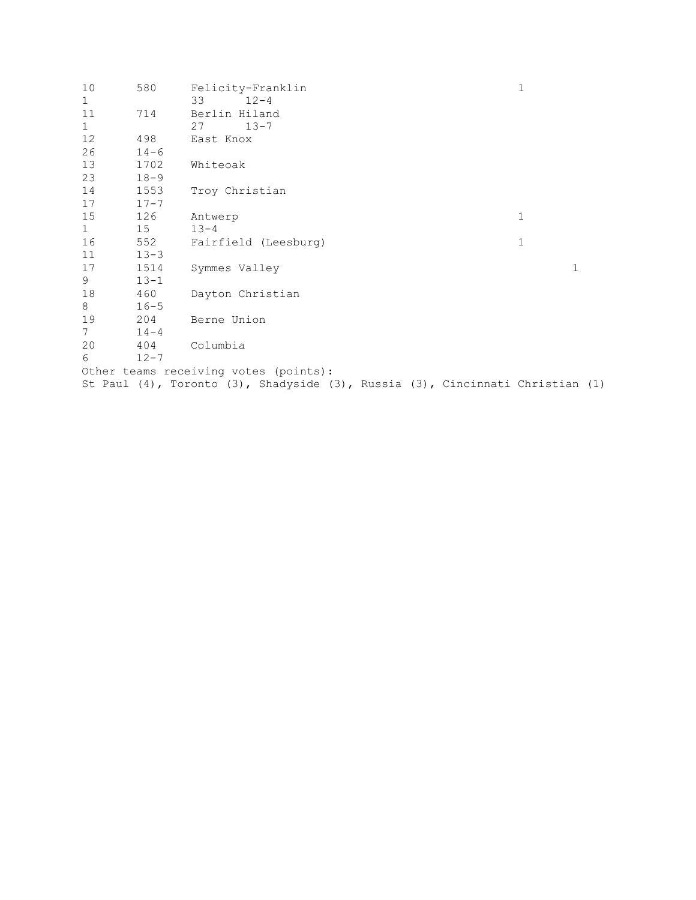| | | | | | | | |
|---|---|---|---|---|---|---|---|
| 10 | 580 | Felicity-Franklin | 1 | | 1 | 33 | 12-4 |
| 11 | 714 | Berlin Hiland | | | 1 | 27 | 13-7 |
| 12 | 498 | East Knox | | | | 26 | 14-6 |
| 13 | 1702 | Whiteoak | | | | 23 | 18-9 |
| 14 | 1553 | Troy Christian | | | | 17 | 17-7 |
| 15 | 126 | Antwerp | 1 | | 1 | 15 | 13-4 |
| 16 | 552 | Fairfield (Leesburg) | 1 | | | 11 | 13-3 |
| 17 | 1514 | Symmes Valley | | 1 | | 9 | 13-1 |
| 18 | 460 | Dayton Christian | | | | 8 | 16-5 |
| 19 | 204 | Berne Union | | | | 7 | 14-4 |
| 20 | 404 | Columbia | | | | 6 | 12-7 |

Other teams receiving votes (points):
St Paul (4), Toronto (3), Shadyside (3), Russia (3), Cincinnati Christian (1)